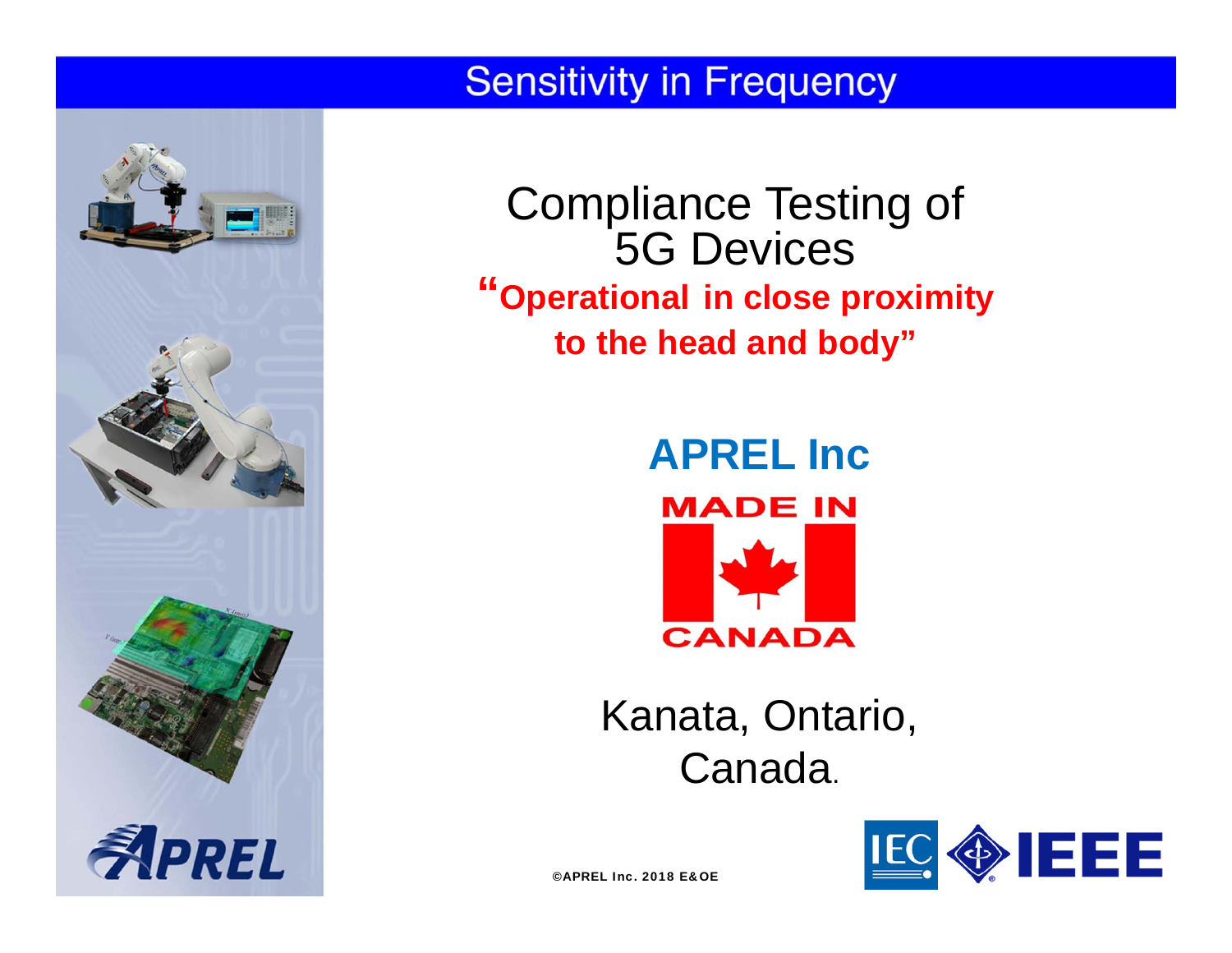# Sensitivity in Frequency

## Compliance Testing of 5G Devices

**"Operational in close proximity to the head and body"**

**APREL Inc**

MADE IN CANADA

Kanata, Ontario, Canada.

©APREL Inc. 2018 E&OE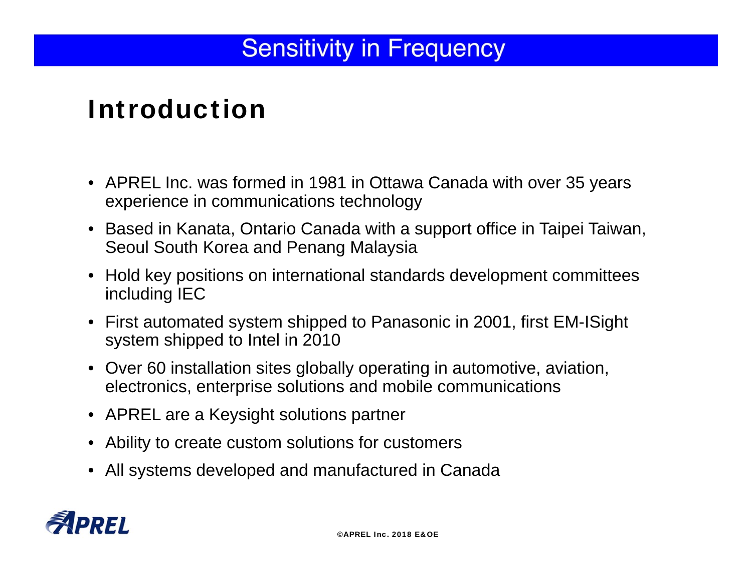# Introduction

- APREL Inc. was formed in 1981 in Ottawa Canada with over 35 years experience in communications technology
- Based in Kanata, Ontario Canada with a support office in Taipei Taiwan, Seoul South Korea and Penang Malaysia
- Hold key positions on international standards development committees including IEC
- First automated system shipped to Panasonic in 2001, first EM-ISight system shipped to Intel in 2010
- Over 60 installation sites globally operating in automotive, aviation, electronics, enterprise solutions and mobile communications
- APREL are a Keysight solutions partner
- Ability to create custom solutions for customers
- All systems developed and manufactured in Canada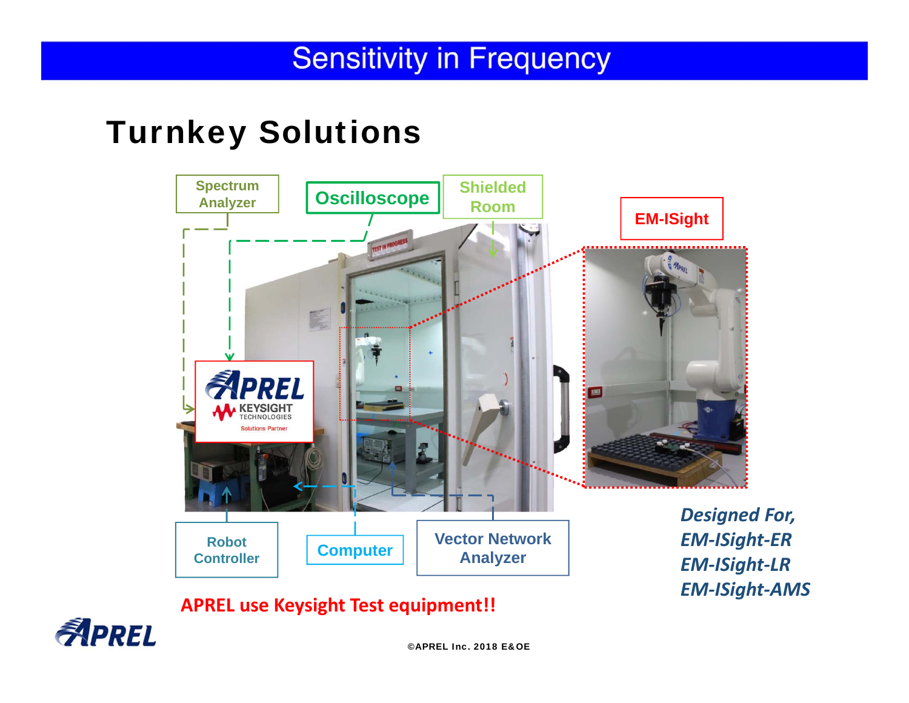# Sensitivity in Frequency

## Turnkey Solutions

Spectrum Analyzer

Oscilloscope

Shielded Room

EM-ISight

Robot Controller

Computer

Vector Network Analyzer

*Designed For,*
*EM-ISight-ER*
*EM-ISight-LR*
*EM-ISight-AMS*

**APREL use Keysight Test equipment!!**

©APREL Inc. 2018 E&OE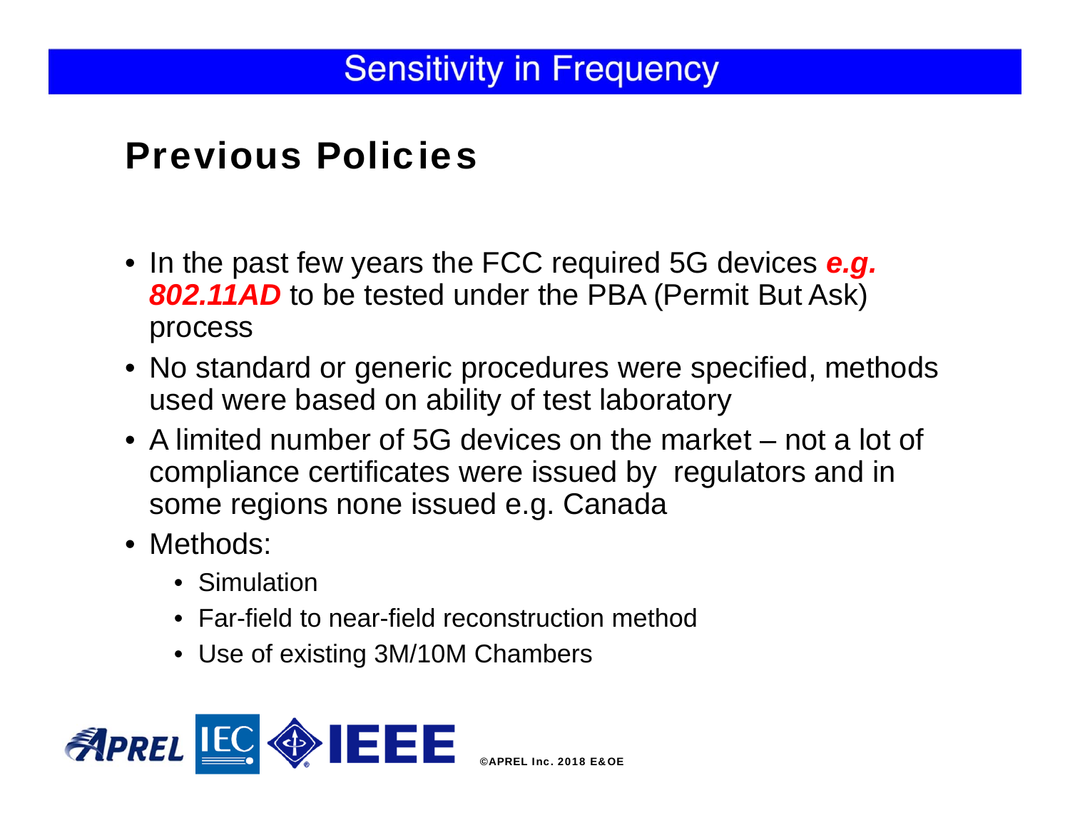# Sensitivity in Frequency

## Previous Policies

- In the past few years the FCC required 5G devices ***e.g. 802.11AD*** to be tested under the PBA (Permit But Ask) process
- No standard or generic procedures were specified, methods used were based on ability of test laboratory
- A limited number of 5G devices on the market – not a lot of compliance certificates were issued by regulators and in some regions none issued e.g. Canada
- Methods:
  - Simulation
  - Far-field to near-field reconstruction method
  - Use of existing 3M/10M Chambers

©APREL Inc. 2018 E&OE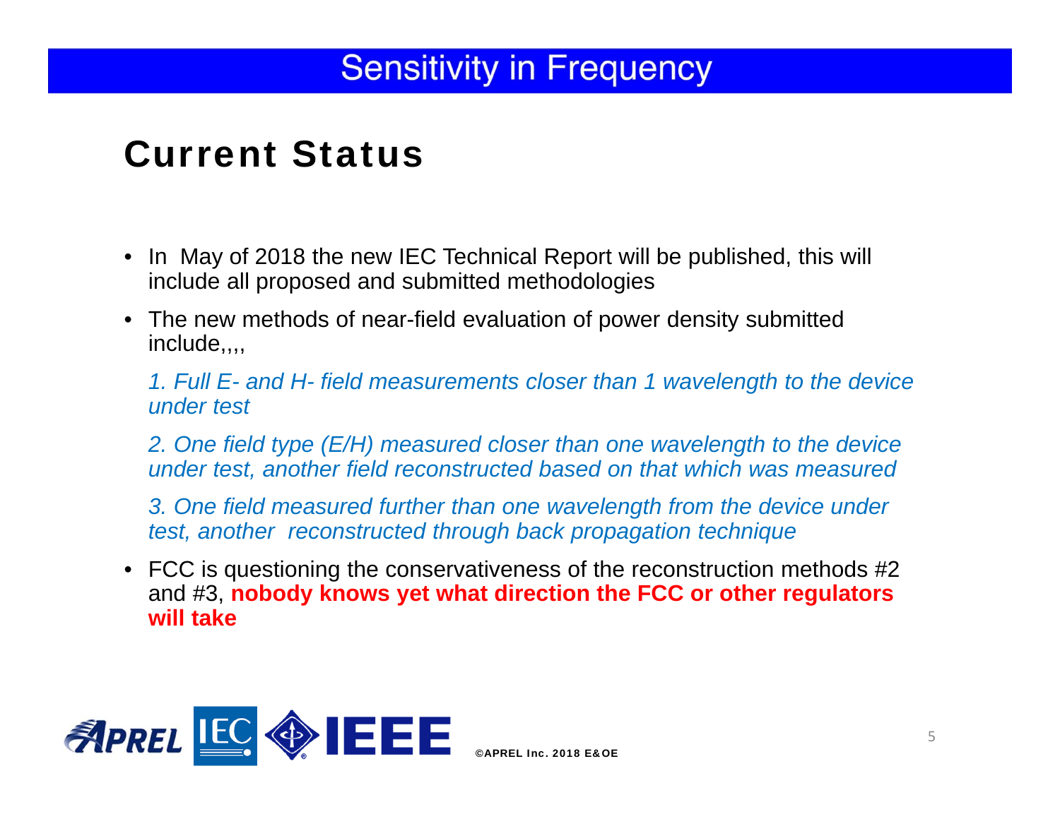# Sensitivity in Frequency

## Current Status

- In May of 2018 the new IEC Technical Report will be published, this will include all proposed and submitted methodologies
- The new methods of near-field evaluation of power density submitted include,,,,

  *1. Full E- and H- field measurements closer than 1 wavelength to the device under test*

  *2. One field type (E/H) measured closer than one wavelength to the device under test, another field reconstructed based on that which was measured*

  *3. One field measured further than one wavelength from the device under test, another reconstructed through back propagation technique*

- FCC is questioning the conservativeness of the reconstruction methods #2 and #3, **nobody knows yet what direction the FCC or other regulators will take**

©APREL Inc. 2018 E&OE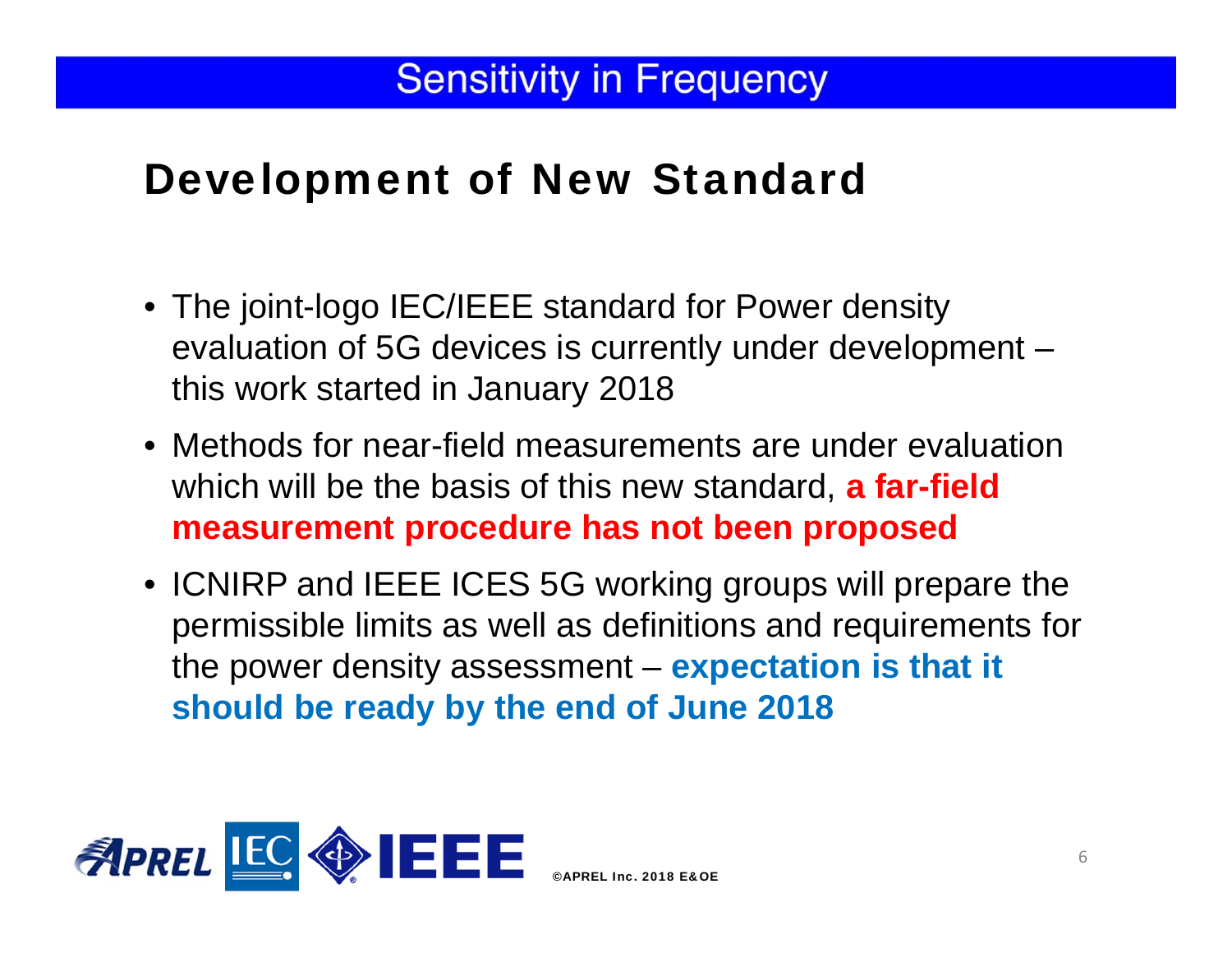# Sensitivity in Frequency

## Development of New Standard

- The joint-logo IEC/IEEE standard for Power density evaluation of 5G devices is currently under development – this work started in January 2018
- Methods for near-field measurements are under evaluation which will be the basis of this new standard, **a far-field measurement procedure has not been proposed**
- ICNIRP and IEEE ICES 5G working groups will prepare the permissible limits as well as definitions and requirements for the power density assessment – **expectation is that it should be ready by the end of June 2018**

©APREL Inc. 2018 E&OE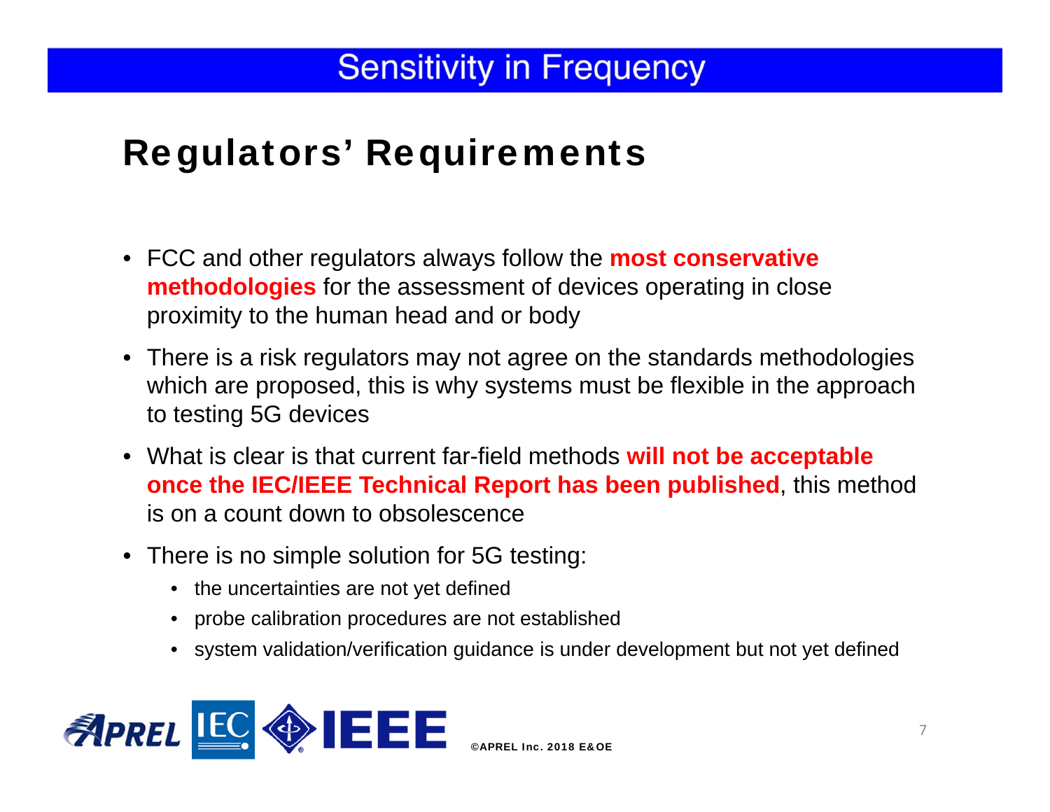# Sensitivity in Frequency

## Regulators' Requirements

- FCC and other regulators always follow the **most conservative methodologies** for the assessment of devices operating in close proximity to the human head and or body
- There is a risk regulators may not agree on the standards methodologies which are proposed, this is why systems must be flexible in the approach to testing 5G devices
- What is clear is that current far-field methods **will not be acceptable once the IEC/IEEE Technical Report has been published**, this method is on a count down to obsolescence
- There is no simple solution for 5G testing:
  - the uncertainties are not yet defined
  - probe calibration procedures are not established
  - system validation/verification guidance is under development but not yet defined

©APREL Inc. 2018 E&OE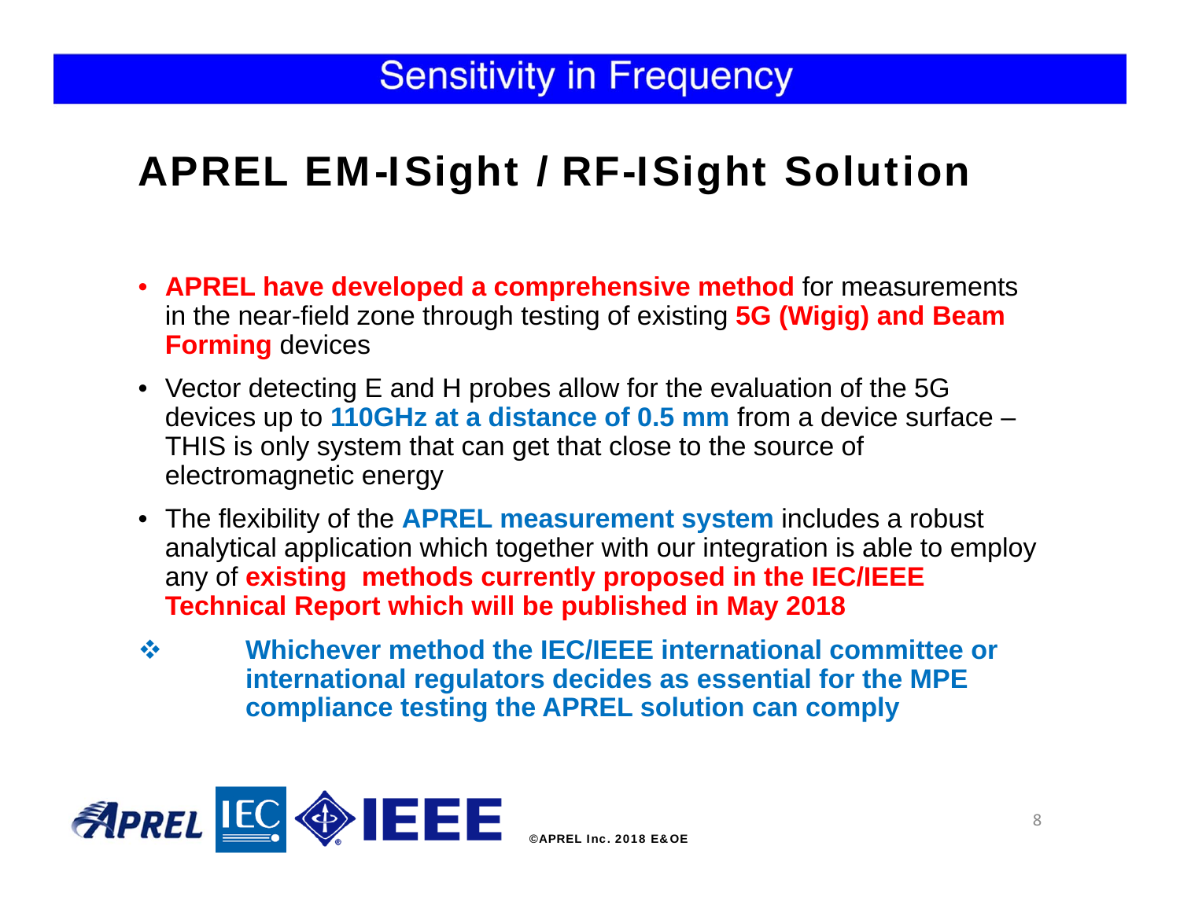# Sensitivity in Frequency

## APREL EM-ISight / RF-ISight Solution

- **APREL have developed a comprehensive method** for measurements in the near-field zone through testing of existing **5G (Wigig) and Beam Forming** devices
- Vector detecting E and H probes allow for the evaluation of the 5G devices up to **110GHz at a distance of 0.5 mm** from a device surface – THIS is only system that can get that close to the source of electromagnetic energy
- The flexibility of the **APREL measurement system** includes a robust analytical application which together with our integration is able to employ any of **existing methods currently proposed in the IEC/IEEE Technical Report which will be published in May 2018**

❖ **Whichever method the IEC/IEEE international committee or international regulators decides as essential for the MPE compliance testing the APREL solution can comply**

©APREL Inc. 2018 E&OE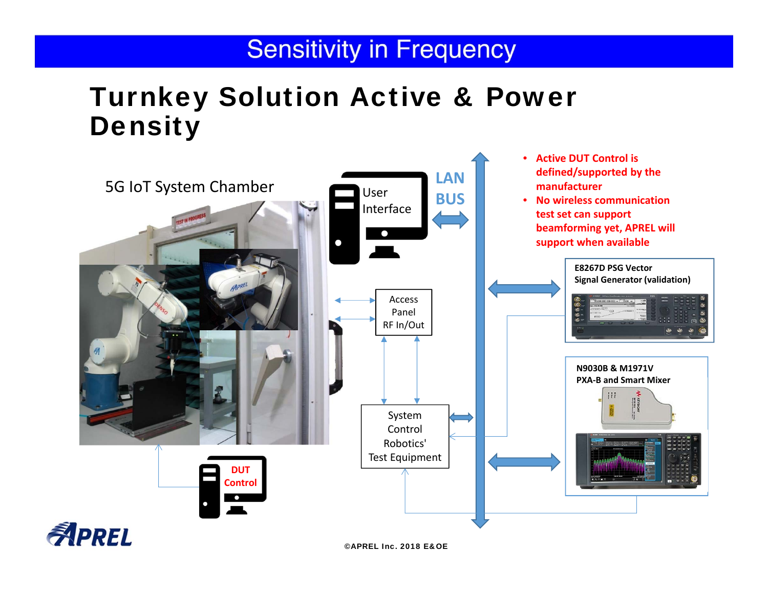# Sensitivity in Frequency

## Turnkey Solution Active & Power Density

5G IoT System Chamber

User Interface

LAN BUS

- Active DUT Control is defined/supported by the manufacturer
- No wireless communication test set can support beamforming yet, APREL will support when available

Access Panel RF In/Out

System Control Robotics' Test Equipment

DUT Control

**E8267D PSG Vector Signal Generator (validation)**

**N9030B & M1971V PXA-B and Smart Mixer**

©APREL Inc. 2018 E&OE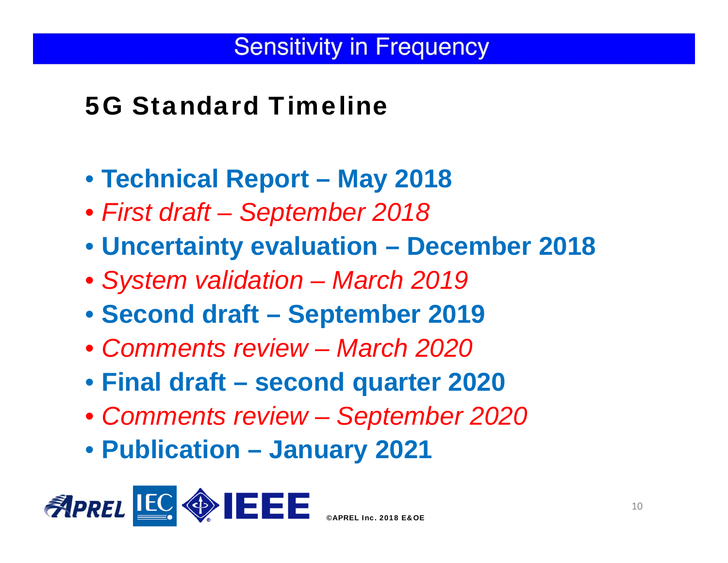# Sensitivity in Frequency

## 5G Standard Timeline

- **Technical Report – May 2018**
- *First draft – September 2018*
- **Uncertainty evaluation – December 2018**
- *System validation – March 2019*
- **Second draft – September 2019**
- *Comments review – March 2020*
- **Final draft – second quarter 2020**
- *Comments review – September 2020*
- **Publication – January 2021**

©APREL Inc. 2018 E&OE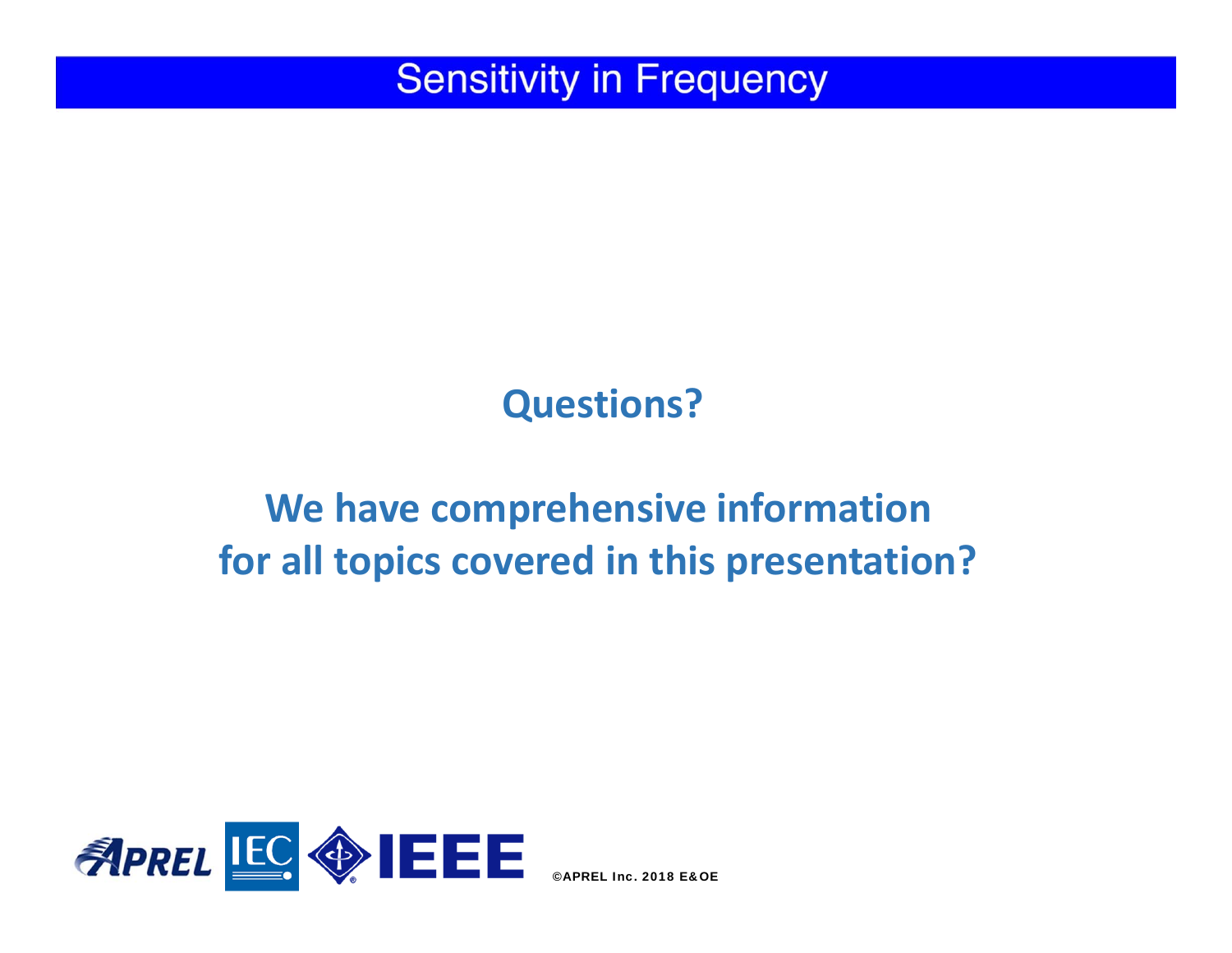# Sensitivity in Frequency

**Questions?**

**We have comprehensive information for all topics covered in this presentation?**

©APREL Inc. 2018 E&OE